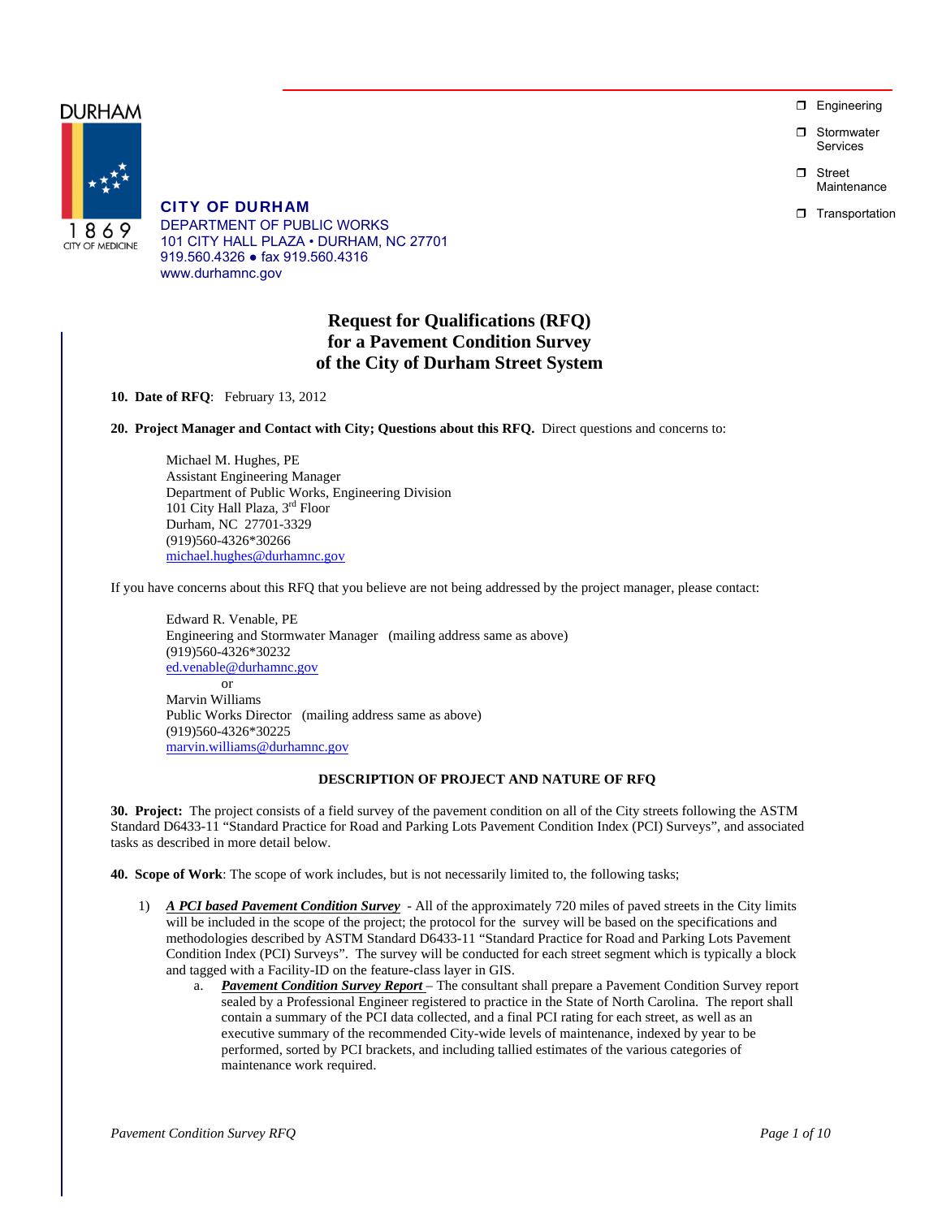DURHAM

1869
CITY OF MEDICINE

**CITY OF DURHAM**
DEPARTMENT OF PUBLIC WORKS
101 CITY HALL PLAZA • DURHAM, NC 27701
919.560.4326 ● fax 919.560.4316
www.durhamnc.gov

- Engineering
- Stormwater Services
- Street Maintenance
- Transportation

# Request for Qualifications (RFQ) for a Pavement Condition Survey of the City of Durham Street System

**10. Date of RFQ**: February 13, 2012

**20. Project Manager and Contact with City; Questions about this RFQ.** Direct questions and concerns to:

> Michael M. Hughes, PE
> Assistant Engineering Manager
> Department of Public Works, Engineering Division
> 101 City Hall Plaza, 3rd Floor
> Durham, NC 27701-3329
> (919)560-4326*30266
> michael.hughes@durhamnc.gov

If you have concerns about this RFQ that you believe are not being addressed by the project manager, please contact:

> Edward R. Venable, PE
> Engineering and Stormwater Manager (mailing address same as above)
> (919)560-4326*30232
> ed.venable@durhamnc.gov
> or
> Marvin Williams
> Public Works Director (mailing address same as above)
> (919)560-4326*30225
> marvin.williams@durhamnc.gov

## DESCRIPTION OF PROJECT AND NATURE OF RFQ

**30. Project:** The project consists of a field survey of the pavement condition on all of the City streets following the ASTM Standard D6433-11 "Standard Practice for Road and Parking Lots Pavement Condition Index (PCI) Surveys", and associated tasks as described in more detail below.

**40. Scope of Work**: The scope of work includes, but is not necessarily limited to, the following tasks;

1) ***A PCI based Pavement Condition Survey*** - All of the approximately 720 miles of paved streets in the City limits will be included in the scope of the project; the protocol for the survey will be based on the specifications and methodologies described by ASTM Standard D6433-11 "Standard Practice for Road and Parking Lots Pavement Condition Index (PCI) Surveys". The survey will be conducted for each street segment which is typically a block and tagged with a Facility-ID on the feature-class layer in GIS.
   a. ***Pavement Condition Survey Report*** – The consultant shall prepare a Pavement Condition Survey report sealed by a Professional Engineer registered to practice in the State of North Carolina. The report shall contain a summary of the PCI data collected, and a final PCI rating for each street, as well as an executive summary of the recommended City-wide levels of maintenance, indexed by year to be performed, sorted by PCI brackets, and including tallied estimates of the various categories of maintenance work required.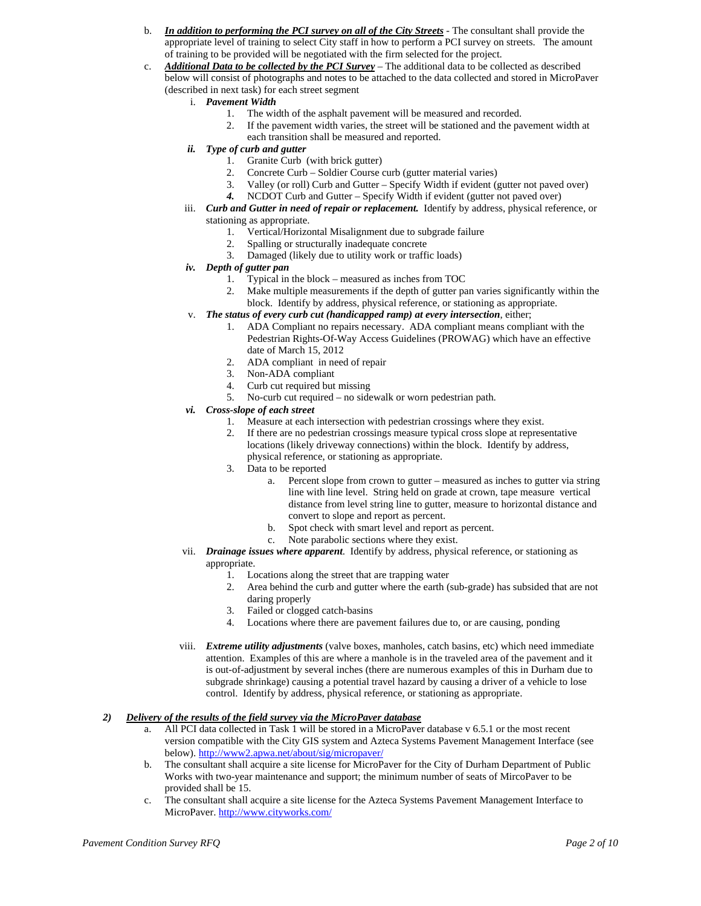b. ***In addition to performing the PCI survey on all of the City Streets*** - The consultant shall provide the appropriate level of training to select City staff in how to perform a PCI survey on streets. The amount of training to be provided will be negotiated with the firm selected for the project.

c. ***Additional Data to be collected by the PCI Survey*** – The additional data to be collected as described below will consist of photographs and notes to be attached to the data collected and stored in MicroPaver (described in next task) for each street segment

   i. ***Pavement Width***
      1. The width of the asphalt pavement will be measured and recorded.
      2. If the pavement width varies, the street will be stationed and the pavement width at each transition shall be measured and reported.

   ii. ***Type of curb and gutter***
      1. Granite Curb (with brick gutter)
      2. Concrete Curb – Soldier Course curb (gutter material varies)
      3. Valley (or roll) Curb and Gutter – Specify Width if evident (gutter not paved over)
      4. NCDOT Curb and Gutter – Specify Width if evident (gutter not paved over)

   iii. ***Curb and Gutter in need of repair or replacement.*** Identify by address, physical reference, or stationing as appropriate.
      1. Vertical/Horizontal Misalignment due to subgrade failure
      2. Spalling or structurally inadequate concrete
      3. Damaged (likely due to utility work or traffic loads)

   iv. ***Depth of gutter pan***
      1. Typical in the block – measured as inches from TOC
      2. Make multiple measurements if the depth of gutter pan varies significantly within the block. Identify by address, physical reference, or stationing as appropriate.

   v. ***The status of every curb cut (handicapped ramp) at every intersection***, either;
      1. ADA Compliant no repairs necessary. ADA compliant means compliant with the Pedestrian Rights-Of-Way Access Guidelines (PROWAG) which have an effective date of March 15, 2012
      2. ADA compliant in need of repair
      3. Non-ADA compliant
      4. Curb cut required but missing
      5. No-curb cut required – no sidewalk or worn pedestrian path.

   vi. ***Cross-slope of each street***
      1. Measure at each intersection with pedestrian crossings where they exist.
      2. If there are no pedestrian crossings measure typical cross slope at representative locations (likely driveway connections) within the block. Identify by address, physical reference, or stationing as appropriate.
      3. Data to be reported
         a. Percent slope from crown to gutter – measured as inches to gutter via string line with line level. String held on grade at crown, tape measure vertical distance from level string line to gutter, measure to horizontal distance and convert to slope and report as percent.
         b. Spot check with smart level and report as percent.
         c. Note parabolic sections where they exist.

   vii. ***Drainage issues where apparent***. Identify by address, physical reference, or stationing as appropriate.
      1. Locations along the street that are trapping water
      2. Area behind the curb and gutter where the earth (sub-grade) has subsided that are not daring properly
      3. Failed or clogged catch-basins
      4. Locations where there are pavement failures due to, or are causing, ponding

   viii. ***Extreme utility adjustments*** (valve boxes, manholes, catch basins, etc) which need immediate attention. Examples of this are where a manhole is in the traveled area of the pavement and it is out-of-adjustment by several inches (there are numerous examples of this in Durham due to subgrade shrinkage) causing a potential travel hazard by causing a driver of a vehicle to lose control. Identify by address, physical reference, or stationing as appropriate.

***2) Delivery of the results of the field survey via the MicroPaver database***

a. All PCI data collected in Task 1 will be stored in a MicroPaver database v 6.5.1 or the most recent version compatible with the City GIS system and Azteca Systems Pavement Management Interface (see below). http://www2.apwa.net/about/sig/micropaver/

b. The consultant shall acquire a site license for MicroPaver for the City of Durham Department of Public Works with two-year maintenance and support; the minimum number of seats of MircoPaver to be provided shall be 15.

c. The consultant shall acquire a site license for the Azteca Systems Pavement Management Interface to MicroPaver. http://www.cityworks.com/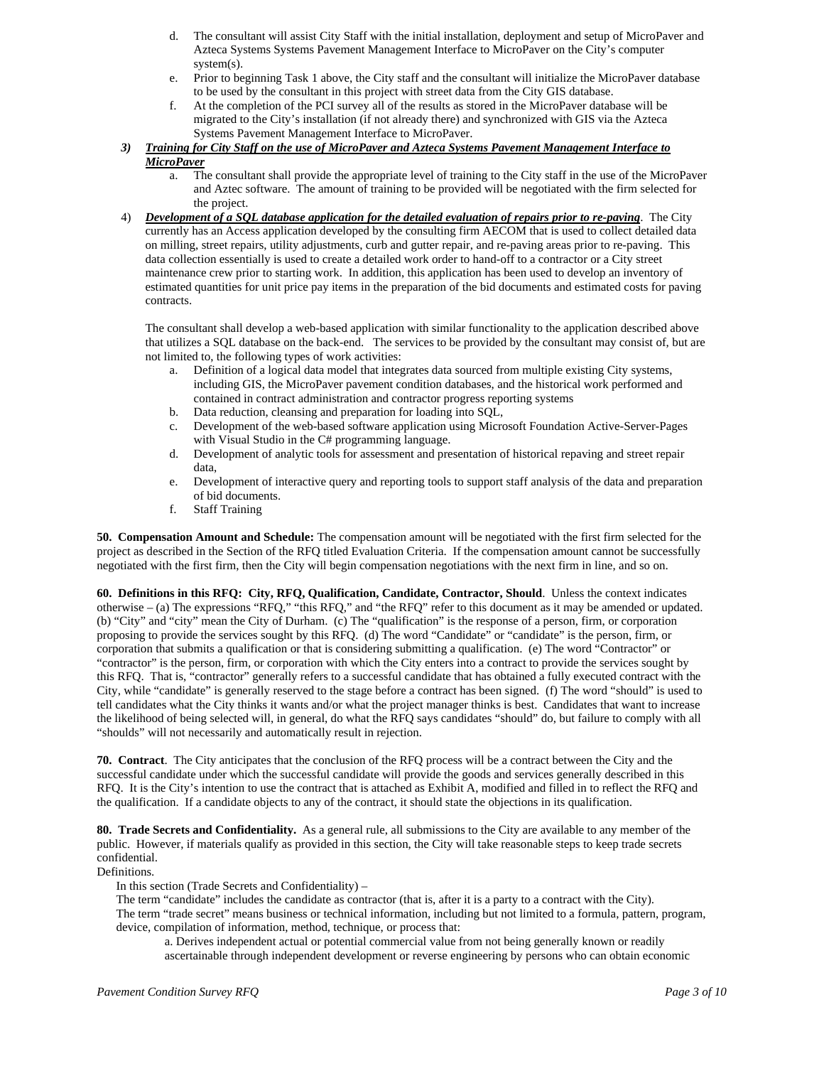d. The consultant will assist City Staff with the initial installation, deployment and setup of MicroPaver and Azteca Systems Systems Pavement Management Interface to MicroPaver on the City's computer system(s).

e. Prior to beginning Task 1 above, the City staff and the consultant will initialize the MicroPaver database to be used by the consultant in this project with street data from the City GIS database.

f. At the completion of the PCI survey all of the results as stored in the MicroPaver database will be migrated to the City's installation (if not already there) and synchronized with GIS via the Azteca Systems Pavement Management Interface to MicroPaver.

3) ***Training for City Staff on the use of MicroPaver and Azteca Systems Pavement Management Interface to MicroPaver***

a. The consultant shall provide the appropriate level of training to the City staff in the use of the MicroPaver and Aztec software. The amount of training to be provided will be negotiated with the firm selected for the project.

4) ***Development of a SQL database application for the detailed evaluation of repairs prior to re-paving***. The City currently has an Access application developed by the consulting firm AECOM that is used to collect detailed data on milling, street repairs, utility adjustments, curb and gutter repair, and re-paving areas prior to re-paving. This data collection essentially is used to create a detailed work order to hand-off to a contractor or a City street maintenance crew prior to starting work. In addition, this application has been used to develop an inventory of estimated quantities for unit price pay items in the preparation of the bid documents and estimated costs for paving contracts.

The consultant shall develop a web-based application with similar functionality to the application described above that utilizes a SQL database on the back-end. The services to be provided by the consultant may consist of, but are not limited to, the following types of work activities:

a. Definition of a logical data model that integrates data sourced from multiple existing City systems, including GIS, the MicroPaver pavement condition databases, and the historical work performed and contained in contract administration and contractor progress reporting systems
b. Data reduction, cleansing and preparation for loading into SQL,
c. Development of the web-based software application using Microsoft Foundation Active-Server-Pages with Visual Studio in the C# programming language.
d. Development of analytic tools for assessment and presentation of historical repaving and street repair data,
e. Development of interactive query and reporting tools to support staff analysis of the data and preparation of bid documents.
f. Staff Training

**50. Compensation Amount and Schedule:** The compensation amount will be negotiated with the first firm selected for the project as described in the Section of the RFQ titled Evaluation Criteria. If the compensation amount cannot be successfully negotiated with the first firm, then the City will begin compensation negotiations with the next firm in line, and so on.

**60. Definitions in this RFQ: City, RFQ, Qualification, Candidate, Contractor, Should**. Unless the context indicates otherwise – (a) The expressions "RFQ," "this RFQ," and "the RFQ" refer to this document as it may be amended or updated. (b) "City" and "city" mean the City of Durham. (c) The "qualification" is the response of a person, firm, or corporation proposing to provide the services sought by this RFQ. (d) The word "Candidate" or "candidate" is the person, firm, or corporation that submits a qualification or that is considering submitting a qualification. (e) The word "Contractor" or "contractor" is the person, firm, or corporation with which the City enters into a contract to provide the services sought by this RFQ. That is, "contractor" generally refers to a successful candidate that has obtained a fully executed contract with the City, while "candidate" is generally reserved to the stage before a contract has been signed. (f) The word "should" is used to tell candidates what the City thinks it wants and/or what the project manager thinks is best. Candidates that want to increase the likelihood of being selected will, in general, do what the RFQ says candidates "should" do, but failure to comply with all "shoulds" will not necessarily and automatically result in rejection.

**70. Contract**. The City anticipates that the conclusion of the RFQ process will be a contract between the City and the successful candidate under which the successful candidate will provide the goods and services generally described in this RFQ. It is the City's intention to use the contract that is attached as Exhibit A, modified and filled in to reflect the RFQ and the qualification. If a candidate objects to any of the contract, it should state the objections in its qualification.

**80. Trade Secrets and Confidentiality.** As a general rule, all submissions to the City are available to any member of the public. However, if materials qualify as provided in this section, the City will take reasonable steps to keep trade secrets confidential.

Definitions.

In this section (Trade Secrets and Confidentiality) –

The term "candidate" includes the candidate as contractor (that is, after it is a party to a contract with the City).

The term "trade secret" means business or technical information, including but not limited to a formula, pattern, program, device, compilation of information, method, technique, or process that:

a. Derives independent actual or potential commercial value from not being generally known or readily ascertainable through independent development or reverse engineering by persons who can obtain economic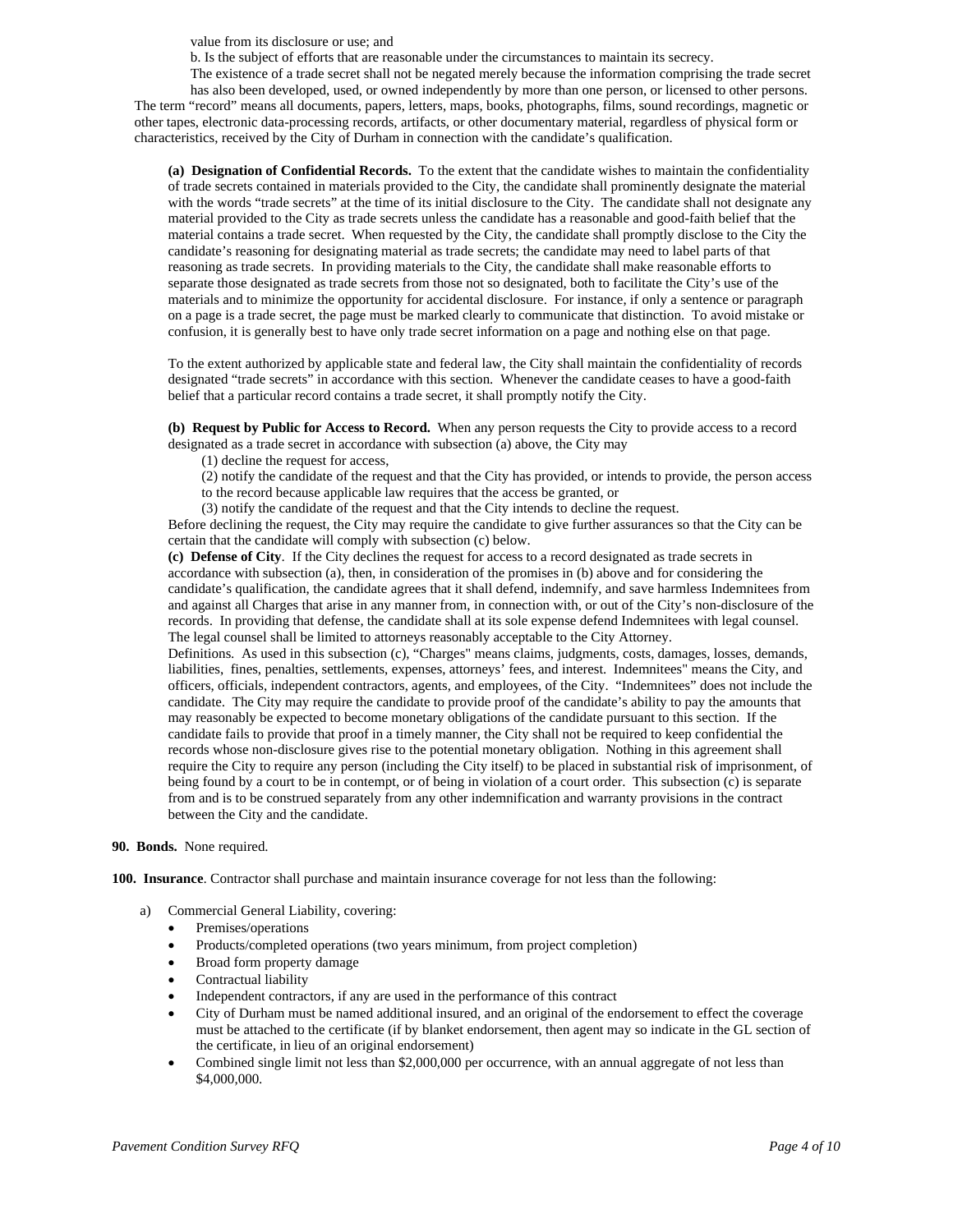value from its disclosure or use; and

b. Is the subject of efforts that are reasonable under the circumstances to maintain its secrecy.

The existence of a trade secret shall not be negated merely because the information comprising the trade secret has also been developed, used, or owned independently by more than one person, or licensed to other persons.

The term "record" means all documents, papers, letters, maps, books, photographs, films, sound recordings, magnetic or other tapes, electronic data-processing records, artifacts, or other documentary material, regardless of physical form or characteristics, received by the City of Durham in connection with the candidate's qualification.

**(a) Designation of Confidential Records.** To the extent that the candidate wishes to maintain the confidentiality of trade secrets contained in materials provided to the City, the candidate shall prominently designate the material with the words "trade secrets" at the time of its initial disclosure to the City. The candidate shall not designate any material provided to the City as trade secrets unless the candidate has a reasonable and good-faith belief that the material contains a trade secret. When requested by the City, the candidate shall promptly disclose to the City the candidate's reasoning for designating material as trade secrets; the candidate may need to label parts of that reasoning as trade secrets. In providing materials to the City, the candidate shall make reasonable efforts to separate those designated as trade secrets from those not so designated, both to facilitate the City's use of the materials and to minimize the opportunity for accidental disclosure. For instance, if only a sentence or paragraph on a page is a trade secret, the page must be marked clearly to communicate that distinction. To avoid mistake or confusion, it is generally best to have only trade secret information on a page and nothing else on that page.

To the extent authorized by applicable state and federal law, the City shall maintain the confidentiality of records designated "trade secrets" in accordance with this section. Whenever the candidate ceases to have a good-faith belief that a particular record contains a trade secret, it shall promptly notify the City.

**(b) Request by Public for Access to Record.** When any person requests the City to provide access to a record designated as a trade secret in accordance with subsection (a) above, the City may

(1) decline the request for access,

(2) notify the candidate of the request and that the City has provided, or intends to provide, the person access to the record because applicable law requires that the access be granted, or

(3) notify the candidate of the request and that the City intends to decline the request.

Before declining the request, the City may require the candidate to give further assurances so that the City can be certain that the candidate will comply with subsection (c) below.

**(c) Defense of City**. If the City declines the request for access to a record designated as trade secrets in accordance with subsection (a), then, in consideration of the promises in (b) above and for considering the candidate's qualification, the candidate agrees that it shall defend, indemnify, and save harmless Indemnitees from and against all Charges that arise in any manner from, in connection with, or out of the City's non-disclosure of the records. In providing that defense, the candidate shall at its sole expense defend Indemnitees with legal counsel. The legal counsel shall be limited to attorneys reasonably acceptable to the City Attorney.

Definitions. As used in this subsection (c), "Charges" means claims, judgments, costs, damages, losses, demands, liabilities, fines, penalties, settlements, expenses, attorneys' fees, and interest. Indemnitees" means the City, and officers, officials, independent contractors, agents, and employees, of the City. "Indemnitees" does not include the candidate. The City may require the candidate to provide proof of the candidate's ability to pay the amounts that may reasonably be expected to become monetary obligations of the candidate pursuant to this section. If the candidate fails to provide that proof in a timely manner, the City shall not be required to keep confidential the records whose non-disclosure gives rise to the potential monetary obligation. Nothing in this agreement shall require the City to require any person (including the City itself) to be placed in substantial risk of imprisonment, of being found by a court to be in contempt, or of being in violation of a court order. This subsection (c) is separate from and is to be construed separately from any other indemnification and warranty provisions in the contract between the City and the candidate.

**90. Bonds.** None required.

**100. Insurance**. Contractor shall purchase and maintain insurance coverage for not less than the following:

a) Commercial General Liability, covering:
   - Premises/operations
   - Products/completed operations (two years minimum, from project completion)
   - Broad form property damage
   - Contractual liability
   - Independent contractors, if any are used in the performance of this contract
   - City of Durham must be named additional insured, and an original of the endorsement to effect the coverage must be attached to the certificate (if by blanket endorsement, then agent may so indicate in the GL section of the certificate, in lieu of an original endorsement)
   - Combined single limit not less than $2,000,000 per occurrence, with an annual aggregate of not less than $4,000,000.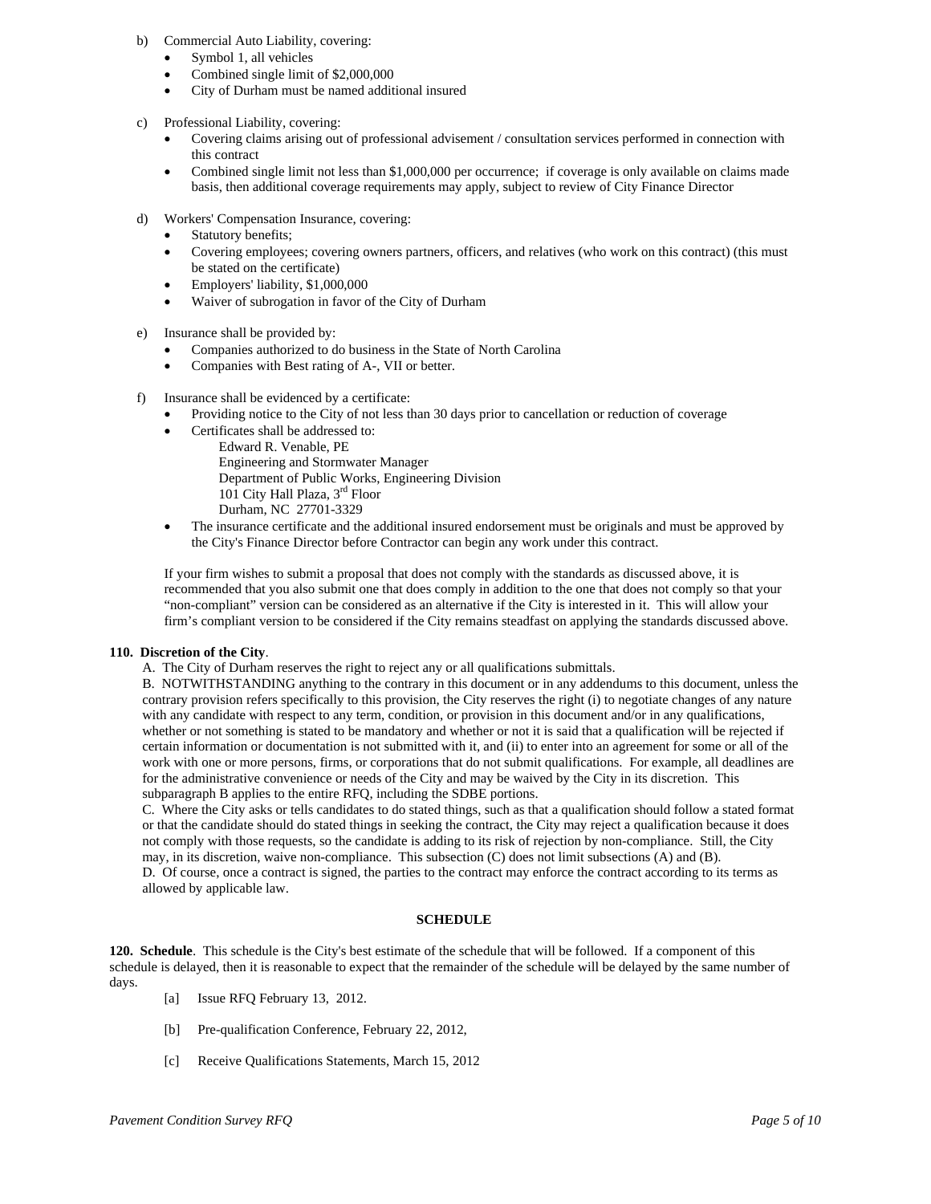b) Commercial Auto Liability, covering:
   - Symbol 1, all vehicles
   - Combined single limit of $2,000,000
   - City of Durham must be named additional insured

c) Professional Liability, covering:
   - Covering claims arising out of professional advisement / consultation services performed in connection with this contract
   - Combined single limit not less than $1,000,000 per occurrence; if coverage is only available on claims made basis, then additional coverage requirements may apply, subject to review of City Finance Director

d) Workers' Compensation Insurance, covering:
   - Statutory benefits;
   - Covering employees; covering owners partners, officers, and relatives (who work on this contract) (this must be stated on the certificate)
   - Employers' liability, $1,000,000
   - Waiver of subrogation in favor of the City of Durham

e) Insurance shall be provided by:
   - Companies authorized to do business in the State of North Carolina
   - Companies with Best rating of A-, VII or better.

f) Insurance shall be evidenced by a certificate:
   - Providing notice to the City of not less than 30 days prior to cancellation or reduction of coverage
   - Certificates shall be addressed to:
     Edward R. Venable, PE
     Engineering and Stormwater Manager
     Department of Public Works, Engineering Division
     101 City Hall Plaza, 3rd Floor
     Durham, NC 27701-3329
   - The insurance certificate and the additional insured endorsement must be originals and must be approved by the City's Finance Director before Contractor can begin any work under this contract.

   If your firm wishes to submit a proposal that does not comply with the standards as discussed above, it is recommended that you also submit one that does comply in addition to the one that does not comply so that your "non-compliant" version can be considered as an alternative if the City is interested in it. This will allow your firm's compliant version to be considered if the City remains steadfast on applying the standards discussed above.

**110. Discretion of the City**.

A. The City of Durham reserves the right to reject any or all qualifications submittals.

B. NOTWITHSTANDING anything to the contrary in this document or in any addendums to this document, unless the contrary provision refers specifically to this provision, the City reserves the right (i) to negotiate changes of any nature with any candidate with respect to any term, condition, or provision in this document and/or in any qualifications, whether or not something is stated to be mandatory and whether or not it is said that a qualification will be rejected if certain information or documentation is not submitted with it, and (ii) to enter into an agreement for some or all of the work with one or more persons, firms, or corporations that do not submit qualifications. For example, all deadlines are for the administrative convenience or needs of the City and may be waived by the City in its discretion. This subparagraph B applies to the entire RFQ, including the SDBE portions.

C. Where the City asks or tells candidates to do stated things, such as that a qualification should follow a stated format or that the candidate should do stated things in seeking the contract, the City may reject a qualification because it does not comply with those requests, so the candidate is adding to its risk of rejection by non-compliance. Still, the City may, in its discretion, waive non-compliance. This subsection (C) does not limit subsections (A) and (B).

D. Of course, once a contract is signed, the parties to the contract may enforce the contract according to its terms as allowed by applicable law.

## SCHEDULE

**120. Schedule**. This schedule is the City's best estimate of the schedule that will be followed. If a component of this schedule is delayed, then it is reasonable to expect that the remainder of the schedule will be delayed by the same number of days.

[a] Issue RFQ February 13, 2012.

[b] Pre-qualification Conference, February 22, 2012,

[c] Receive Qualifications Statements, March 15, 2012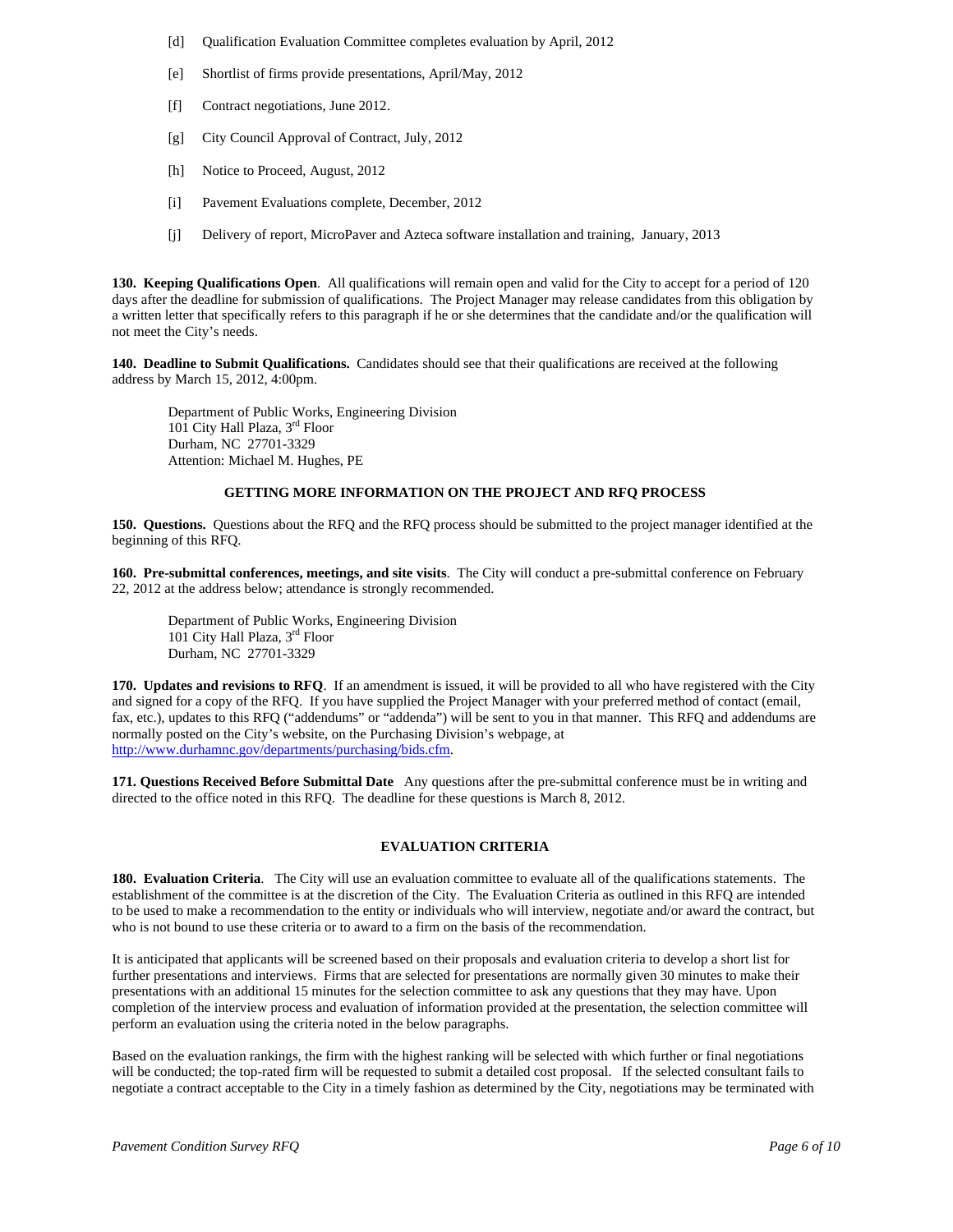[d] Qualification Evaluation Committee completes evaluation by April, 2012

[e] Shortlist of firms provide presentations, April/May, 2012

[f] Contract negotiations, June 2012.

[g] City Council Approval of Contract, July, 2012

[h] Notice to Proceed, August, 2012

[i] Pavement Evaluations complete, December, 2012

[j] Delivery of report, MicroPaver and Azteca software installation and training, January, 2013

**130. Keeping Qualifications Open**. All qualifications will remain open and valid for the City to accept for a period of 120 days after the deadline for submission of qualifications. The Project Manager may release candidates from this obligation by a written letter that specifically refers to this paragraph if he or she determines that the candidate and/or the qualification will not meet the City's needs.

**140. Deadline to Submit Qualifications.** Candidates should see that their qualifications are received at the following address by March 15, 2012, 4:00pm.

Department of Public Works, Engineering Division
101 City Hall Plaza, 3rd Floor
Durham, NC 27701-3329
Attention: Michael M. Hughes, PE

## GETTING MORE INFORMATION ON THE PROJECT AND RFQ PROCESS

**150. Questions.** Questions about the RFQ and the RFQ process should be submitted to the project manager identified at the beginning of this RFQ.

**160. Pre-submittal conferences, meetings, and site visits**. The City will conduct a pre-submittal conference on February 22, 2012 at the address below; attendance is strongly recommended.

Department of Public Works, Engineering Division
101 City Hall Plaza, 3rd Floor
Durham, NC 27701-3329

**170. Updates and revisions to RFQ**. If an amendment is issued, it will be provided to all who have registered with the City and signed for a copy of the RFQ. If you have supplied the Project Manager with your preferred method of contact (email, fax, etc.), updates to this RFQ ("addendums" or "addenda") will be sent to you in that manner. This RFQ and addendums are normally posted on the City's website, on the Purchasing Division's webpage, at http://www.durhamnc.gov/departments/purchasing/bids.cfm.

**171. Questions Received Before Submittal Date** Any questions after the pre-submittal conference must be in writing and directed to the office noted in this RFQ. The deadline for these questions is March 8, 2012.

## EVALUATION CRITERIA

**180. Evaluation Criteria**. The City will use an evaluation committee to evaluate all of the qualifications statements. The establishment of the committee is at the discretion of the City. The Evaluation Criteria as outlined in this RFQ are intended to be used to make a recommendation to the entity or individuals who will interview, negotiate and/or award the contract, but who is not bound to use these criteria or to award to a firm on the basis of the recommendation.

It is anticipated that applicants will be screened based on their proposals and evaluation criteria to develop a short list for further presentations and interviews. Firms that are selected for presentations are normally given 30 minutes to make their presentations with an additional 15 minutes for the selection committee to ask any questions that they may have. Upon completion of the interview process and evaluation of information provided at the presentation, the selection committee will perform an evaluation using the criteria noted in the below paragraphs.

Based on the evaluation rankings, the firm with the highest ranking will be selected with which further or final negotiations will be conducted; the top-rated firm will be requested to submit a detailed cost proposal. If the selected consultant fails to negotiate a contract acceptable to the City in a timely fashion as determined by the City, negotiations may be terminated with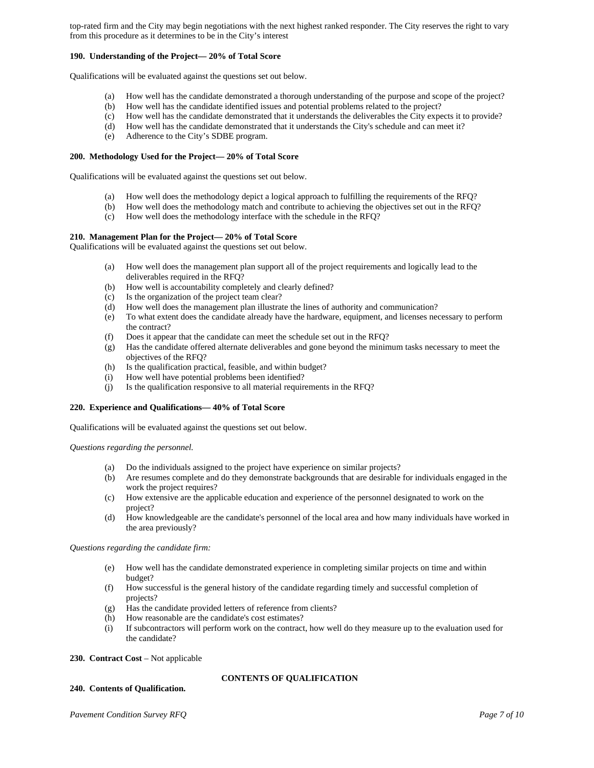top-rated firm and the City may begin negotiations with the next highest ranked responder. The City reserves the right to vary from this procedure as it determines to be in the City's interest

**190. Understanding of the Project— 20% of Total Score**

Qualifications will be evaluated against the questions set out below.

(a) How well has the candidate demonstrated a thorough understanding of the purpose and scope of the project?
(b) How well has the candidate identified issues and potential problems related to the project?
(c) How well has the candidate demonstrated that it understands the deliverables the City expects it to provide?
(d) How well has the candidate demonstrated that it understands the City's schedule and can meet it?
(e) Adherence to the City's SDBE program.

**200. Methodology Used for the Project— 20% of Total Score**

Qualifications will be evaluated against the questions set out below.

(a) How well does the methodology depict a logical approach to fulfilling the requirements of the RFQ?
(b) How well does the methodology match and contribute to achieving the objectives set out in the RFQ?
(c) How well does the methodology interface with the schedule in the RFQ?

**210. Management Plan for the Project— 20% of Total Score**
Qualifications will be evaluated against the questions set out below.

(a) How well does the management plan support all of the project requirements and logically lead to the deliverables required in the RFQ?
(b) How well is accountability completely and clearly defined?
(c) Is the organization of the project team clear?
(d) How well does the management plan illustrate the lines of authority and communication?
(e) To what extent does the candidate already have the hardware, equipment, and licenses necessary to perform the contract?
(f) Does it appear that the candidate can meet the schedule set out in the RFQ?
(g) Has the candidate offered alternate deliverables and gone beyond the minimum tasks necessary to meet the objectives of the RFQ?
(h) Is the qualification practical, feasible, and within budget?
(i) How well have potential problems been identified?
(j) Is the qualification responsive to all material requirements in the RFQ?

**220. Experience and Qualifications— 40% of Total Score**

Qualifications will be evaluated against the questions set out below.

*Questions regarding the personnel.*

(a) Do the individuals assigned to the project have experience on similar projects?
(b) Are resumes complete and do they demonstrate backgrounds that are desirable for individuals engaged in the work the project requires?
(c) How extensive are the applicable education and experience of the personnel designated to work on the project?
(d) How knowledgeable are the candidate's personnel of the local area and how many individuals have worked in the area previously?

*Questions regarding the candidate firm:*

(e) How well has the candidate demonstrated experience in completing similar projects on time and within budget?
(f) How successful is the general history of the candidate regarding timely and successful completion of projects?
(g) Has the candidate provided letters of reference from clients?
(h) How reasonable are the candidate's cost estimates?
(i) If subcontractors will perform work on the contract, how well do they measure up to the evaluation used for the candidate?

**230. Contract Cost** – Not applicable

**CONTENTS OF QUALIFICATION**

**240. Contents of Qualification.**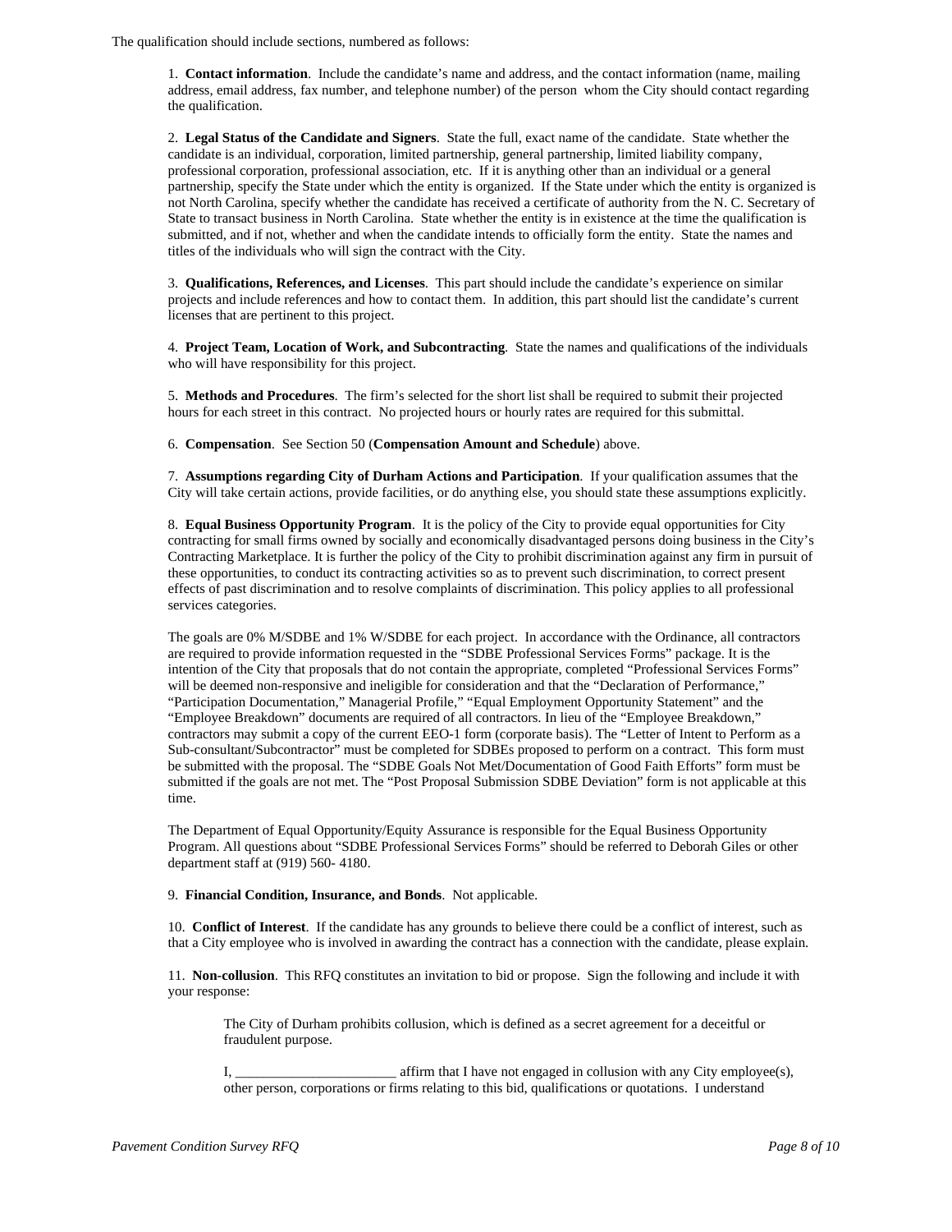The qualification should include sections, numbered as follows:

1. **Contact information**. Include the candidate's name and address, and the contact information (name, mailing address, email address, fax number, and telephone number) of the person whom the City should contact regarding the qualification.

2. **Legal Status of the Candidate and Signers**. State the full, exact name of the candidate. State whether the candidate is an individual, corporation, limited partnership, general partnership, limited liability company, professional corporation, professional association, etc. If it is anything other than an individual or a general partnership, specify the State under which the entity is organized. If the State under which the entity is organized is not North Carolina, specify whether the candidate has received a certificate of authority from the N. C. Secretary of State to transact business in North Carolina. State whether the entity is in existence at the time the qualification is submitted, and if not, whether and when the candidate intends to officially form the entity. State the names and titles of the individuals who will sign the contract with the City.

3. **Qualifications, References, and Licenses**. This part should include the candidate's experience on similar projects and include references and how to contact them. In addition, this part should list the candidate's current licenses that are pertinent to this project.

4. **Project Team, Location of Work, and Subcontracting**. State the names and qualifications of the individuals who will have responsibility for this project.

5. **Methods and Procedures**. The firm's selected for the short list shall be required to submit their projected hours for each street in this contract. No projected hours or hourly rates are required for this submittal.

6. **Compensation**. See Section 50 (**Compensation Amount and Schedule**) above.

7. **Assumptions regarding City of Durham Actions and Participation**. If your qualification assumes that the City will take certain actions, provide facilities, or do anything else, you should state these assumptions explicitly.

8. **Equal Business Opportunity Program**. It is the policy of the City to provide equal opportunities for City contracting for small firms owned by socially and economically disadvantaged persons doing business in the City's Contracting Marketplace. It is further the policy of the City to prohibit discrimination against any firm in pursuit of these opportunities, to conduct its contracting activities so as to prevent such discrimination, to correct present effects of past discrimination and to resolve complaints of discrimination. This policy applies to all professional services categories.

The goals are 0% M/SDBE and 1% W/SDBE for each project. In accordance with the Ordinance, all contractors are required to provide information requested in the "SDBE Professional Services Forms" package. It is the intention of the City that proposals that do not contain the appropriate, completed "Professional Services Forms" will be deemed non-responsive and ineligible for consideration and that the "Declaration of Performance," "Participation Documentation," Managerial Profile," "Equal Employment Opportunity Statement" and the "Employee Breakdown" documents are required of all contractors. In lieu of the "Employee Breakdown," contractors may submit a copy of the current EEO-1 form (corporate basis). The "Letter of Intent to Perform as a Sub-consultant/Subcontractor" must be completed for SDBEs proposed to perform on a contract. This form must be submitted with the proposal. The "SDBE Goals Not Met/Documentation of Good Faith Efforts" form must be submitted if the goals are not met. The "Post Proposal Submission SDBE Deviation" form is not applicable at this time.

The Department of Equal Opportunity/Equity Assurance is responsible for the Equal Business Opportunity Program. All questions about "SDBE Professional Services Forms" should be referred to Deborah Giles or other department staff at (919) 560- 4180.

9. **Financial Condition, Insurance, and Bonds**. Not applicable.

10. **Conflict of Interest**. If the candidate has any grounds to believe there could be a conflict of interest, such as that a City employee who is involved in awarding the contract has a connection with the candidate, please explain.

11. **Non-collusion**. This RFQ constitutes an invitation to bid or propose. Sign the following and include it with your response:

> The City of Durham prohibits collusion, which is defined as a secret agreement for a deceitful or fraudulent purpose.
>
> I, ______________________ affirm that I have not engaged in collusion with any City employee(s), other person, corporations or firms relating to this bid, qualifications or quotations. I understand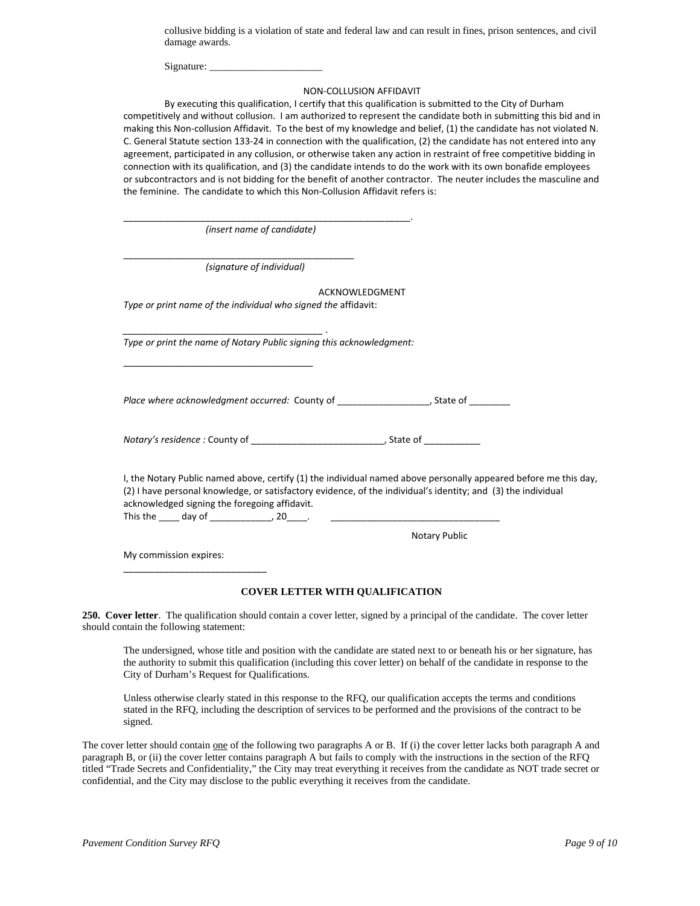collusive bidding is a violation of state and federal law and can result in fines, prison sentences, and civil damage awards.

Signature: _____________________

NON-COLLUSION AFFIDAVIT

By executing this qualification, I certify that this qualification is submitted to the City of Durham competitively and without collusion. I am authorized to represent the candidate both in submitting this bid and in making this Non-collusion Affidavit. To the best of my knowledge and belief, (1) the candidate has not violated N. C. General Statute section 133-24 in connection with the qualification, (2) the candidate has not entered into any agreement, participated in any collusion, or otherwise taken any action in restraint of free competitive bidding in connection with its qualification, and (3) the candidate intends to do the work with its own bonafide employees or subcontractors and is not bidding for the benefit of another contractor. The neuter includes the masculine and the feminine. The candidate to which this Non-Collusion Affidavit refers is:

__________________________________________________________.
*(insert name of candidate)*

______________________________________________
*(signature of individual)*

ACKNOWLEDGMENT

*Type or print name of the individual who signed the* affidavit:

________________________________________ .

*Type or print the name of Notary Public signing this acknowledgment:*

______________________________________

*Place where acknowledgment occurred:* County of __________________, State of ________

*Notary's residence :* County of __________________________, State of ___________

I, the Notary Public named above, certify (1) the individual named above personally appeared before me this day, (2) I have personal knowledge, or satisfactory evidence, of the individual's identity; and (3) the individual acknowledged signing the foregoing affidavit.

This the ____ day of ____________, 20____. __________________________________

Notary Public

My commission expires:

____________________________

## COVER LETTER WITH QUALIFICATION

**250. Cover letter**. The qualification should contain a cover letter, signed by a principal of the candidate. The cover letter should contain the following statement:

> The undersigned, whose title and position with the candidate are stated next to or beneath his or her signature, has the authority to submit this qualification (including this cover letter) on behalf of the candidate in response to the City of Durham's Request for Qualifications.
>
> Unless otherwise clearly stated in this response to the RFQ, our qualification accepts the terms and conditions stated in the RFQ, including the description of services to be performed and the provisions of the contract to be signed.

The cover letter should contain one of the following two paragraphs A or B. If (i) the cover letter lacks both paragraph A and paragraph B, or (ii) the cover letter contains paragraph A but fails to comply with the instructions in the section of the RFQ titled "Trade Secrets and Confidentiality," the City may treat everything it receives from the candidate as NOT trade secret or confidential, and the City may disclose to the public everything it receives from the candidate.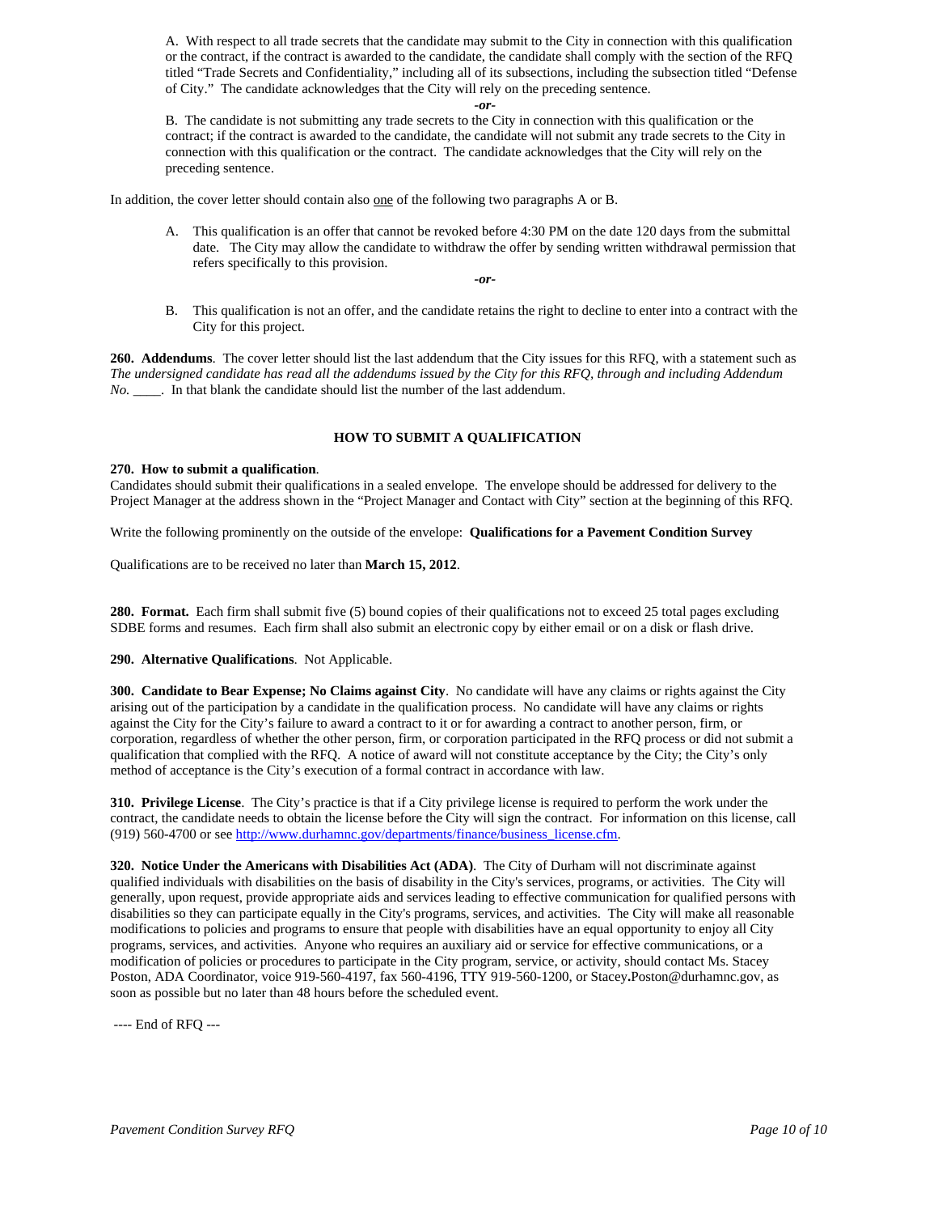A. With respect to all trade secrets that the candidate may submit to the City in connection with this qualification or the contract, if the contract is awarded to the candidate, the candidate shall comply with the section of the RFQ titled "Trade Secrets and Confidentiality," including all of its subsections, including the subsection titled "Defense of City." The candidate acknowledges that the City will rely on the preceding sentence.

***-or-***

B. The candidate is not submitting any trade secrets to the City in connection with this qualification or the contract; if the contract is awarded to the candidate, the candidate will not submit any trade secrets to the City in connection with this qualification or the contract. The candidate acknowledges that the City will rely on the preceding sentence.

In addition, the cover letter should contain also <u>one</u> of the following two paragraphs A or B.

A. This qualification is an offer that cannot be revoked before 4:30 PM on the date 120 days from the submittal date. The City may allow the candidate to withdraw the offer by sending written withdrawal permission that refers specifically to this provision.

***-or-***

B. This qualification is not an offer, and the candidate retains the right to decline to enter into a contract with the City for this project.

**260. Addendums**. The cover letter should list the last addendum that the City issues for this RFQ, with a statement such as *The undersigned candidate has read all the addendums issued by the City for this RFQ, through and including Addendum No.* ____. In that blank the candidate should list the number of the last addendum.

## HOW TO SUBMIT A QUALIFICATION

**270. How to submit a qualification**.
Candidates should submit their qualifications in a sealed envelope. The envelope should be addressed for delivery to the Project Manager at the address shown in the "Project Manager and Contact with City" section at the beginning of this RFQ.

Write the following prominently on the outside of the envelope: **Qualifications for a Pavement Condition Survey**

Qualifications are to be received no later than **March 15, 2012**.

**280. Format.** Each firm shall submit five (5) bound copies of their qualifications not to exceed 25 total pages excluding SDBE forms and resumes. Each firm shall also submit an electronic copy by either email or on a disk or flash drive.

**290. Alternative Qualifications**. Not Applicable.

**300. Candidate to Bear Expense; No Claims against City**. No candidate will have any claims or rights against the City arising out of the participation by a candidate in the qualification process. No candidate will have any claims or rights against the City for the City's failure to award a contract to it or for awarding a contract to another person, firm, or corporation, regardless of whether the other person, firm, or corporation participated in the RFQ process or did not submit a qualification that complied with the RFQ. A notice of award will not constitute acceptance by the City; the City's only method of acceptance is the City's execution of a formal contract in accordance with law.

**310. Privilege License**. The City's practice is that if a City privilege license is required to perform the work under the contract, the candidate needs to obtain the license before the City will sign the contract. For information on this license, call (919) 560-4700 or see http://www.durhamnc.gov/departments/finance/business_license.cfm.

**320. Notice Under the Americans with Disabilities Act (ADA)**. The City of Durham will not discriminate against qualified individuals with disabilities on the basis of disability in the City's services, programs, or activities. The City will generally, upon request, provide appropriate aids and services leading to effective communication for qualified persons with disabilities so they can participate equally in the City's programs, services, and activities. The City will make all reasonable modifications to policies and programs to ensure that people with disabilities have an equal opportunity to enjoy all City programs, services, and activities. Anyone who requires an auxiliary aid or service for effective communications, or a modification of policies or procedures to participate in the City program, service, or activity, should contact Ms. Stacey Poston, ADA Coordinator, voice 919-560-4197, fax 560-4196, TTY 919-560-1200, or Stacey.Poston@durhamnc.gov, as soon as possible but no later than 48 hours before the scheduled event.

---- End of RFQ ---